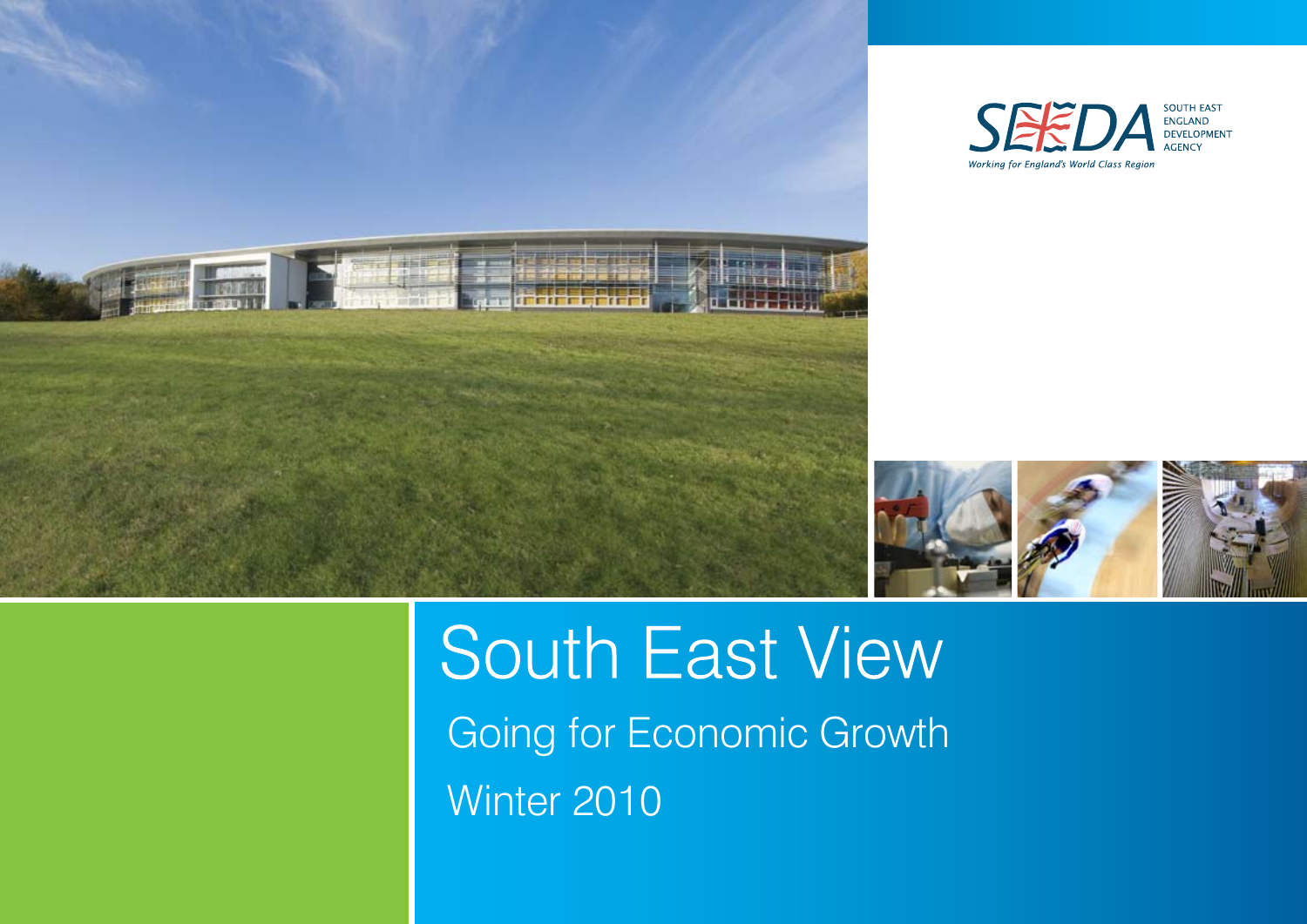SEEDA SOUTH EAST ENGLAND DEVELOPMENT AGENCY

*Working for England's World Class Region*

# South East View

## Going for Economic Growth

Winter 2010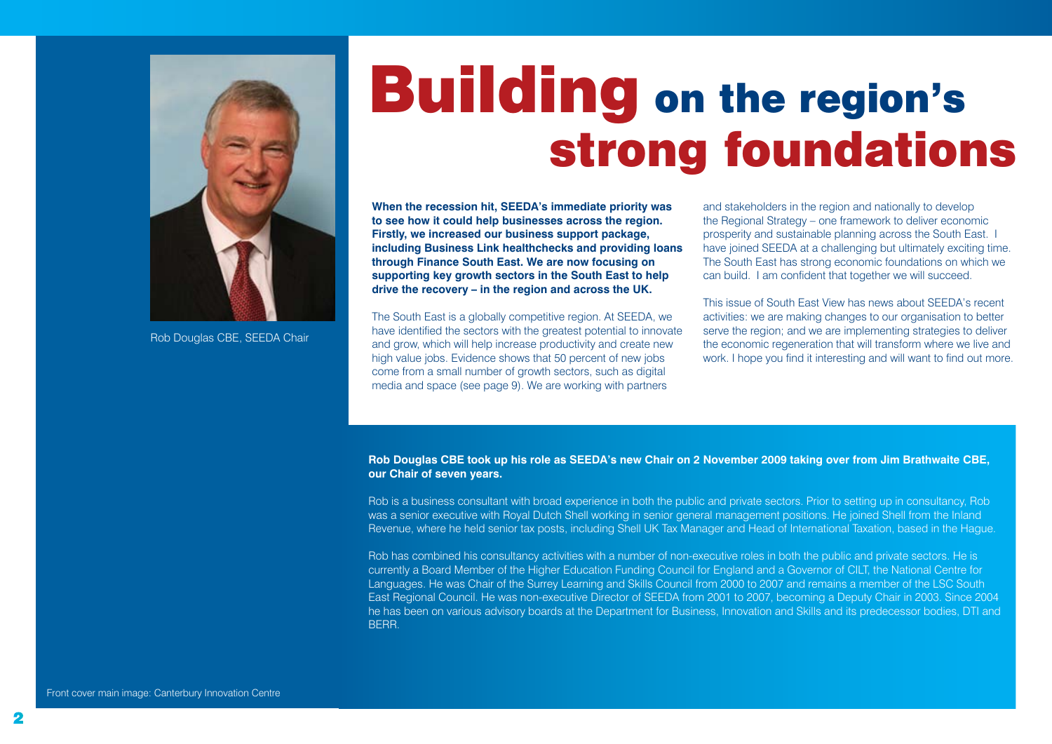# Building on the region's strong foundations

Rob Douglas CBE, SEEDA Chair

**When the recession hit, SEEDA's immediate priority was to see how it could help businesses across the region. Firstly, we increased our business support package, including Business Link healthchecks and providing loans through Finance South East. We are now focusing on supporting key growth sectors in the South East to help drive the recovery – in the region and across the UK.**

The South East is a globally competitive region. At SEEDA, we have identified the sectors with the greatest potential to innovate and grow, which will help increase productivity and create new high value jobs. Evidence shows that 50 percent of new jobs come from a small number of growth sectors, such as digital media and space (see page 9). We are working with partners and stakeholders in the region and nationally to develop the Regional Strategy – one framework to deliver economic prosperity and sustainable planning across the South East. I have joined SEEDA at a challenging but ultimately exciting time. The South East has strong economic foundations on which we can build. I am confident that together we will succeed.

This issue of South East View has news about SEEDA's recent activities: we are making changes to our organisation to better serve the region; and we are implementing strategies to deliver the economic regeneration that will transform where we live and work. I hope you find it interesting and will want to find out more.

**Rob Douglas CBE took up his role as SEEDA's new Chair on 2 November 2009 taking over from Jim Brathwaite CBE, our Chair of seven years.**

Rob is a business consultant with broad experience in both the public and private sectors. Prior to setting up in consultancy, Rob was a senior executive with Royal Dutch Shell working in senior general management positions. He joined Shell from the Inland Revenue, where he held senior tax posts, including Shell UK Tax Manager and Head of International Taxation, based in the Hague.

Rob has combined his consultancy activities with a number of non-executive roles in both the public and private sectors. He is currently a Board Member of the Higher Education Funding Council for England and a Governor of CILT, the National Centre for Languages. He was Chair of the Surrey Learning and Skills Council from 2000 to 2007 and remains a member of the LSC South East Regional Council. He was non-executive Director of SEEDA from 2001 to 2007, becoming a Deputy Chair in 2003. Since 2004 he has been on various advisory boards at the Department for Business, Innovation and Skills and its predecessor bodies, DTI and BERR.

Front cover main image: Canterbury Innovation Centre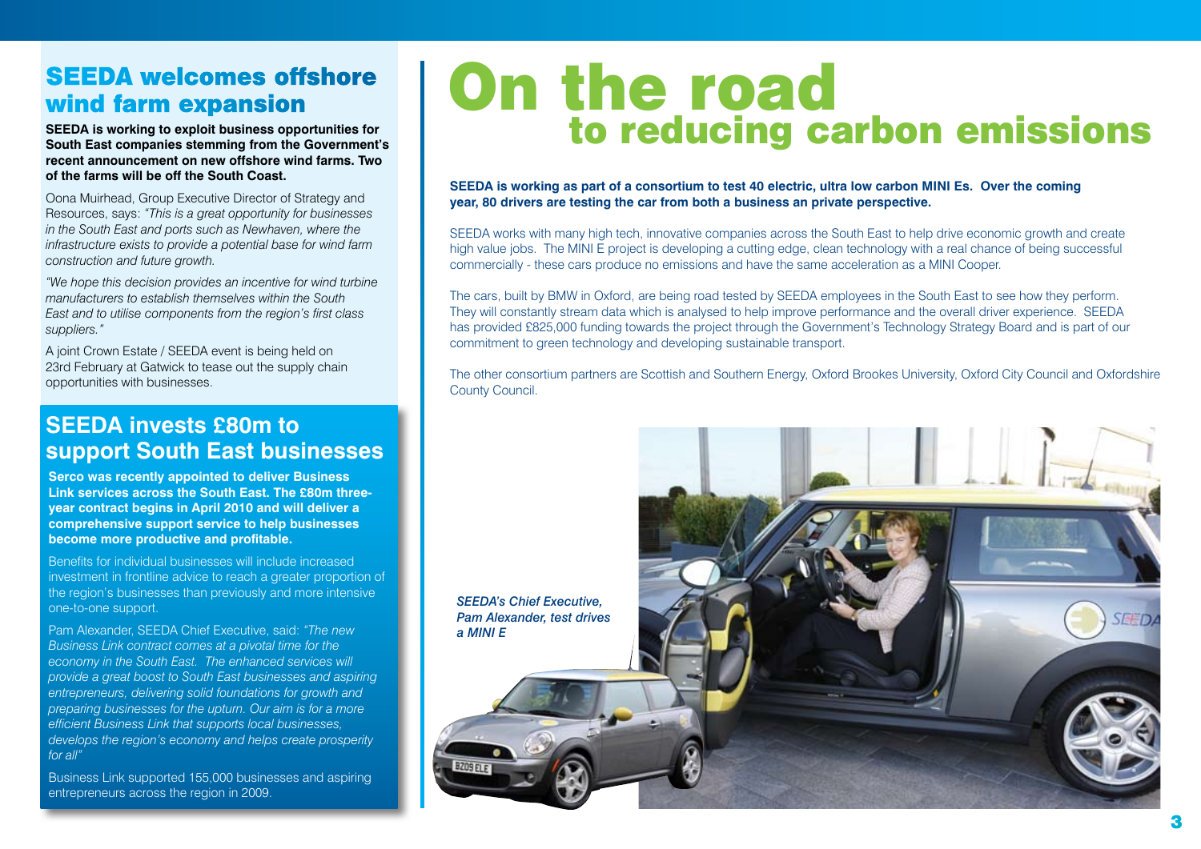## SEEDA welcomes offshore wind farm expansion

**SEEDA is working to exploit business opportunities for South East companies stemming from the Government's recent announcement on new offshore wind farms. Two of the farms will be off the South Coast.**

Oona Muirhead, Group Executive Director of Strategy and Resources, says: *"This is a great opportunity for businesses in the South East and ports such as Newhaven, where the infrastructure exists to provide a potential base for wind farm construction and future growth.*

*"We hope this decision provides an incentive for wind turbine manufacturers to establish themselves within the South East and to utilise components from the region's first class suppliers."*

A joint Crown Estate / SEEDA event is being held on 23rd February at Gatwick to tease out the supply chain opportunities with businesses.

## SEEDA invests £80m to support South East businesses

**Serco was recently appointed to deliver Business Link services across the South East. The £80m three-year contract begins in April 2010 and will deliver a comprehensive support service to help businesses become more productive and profitable.**

Benefits for individual businesses will include increased investment in frontline advice to reach a greater proportion of the region's businesses than previously and more intensive one-to-one support.

Pam Alexander, SEEDA Chief Executive, said: *"The new Business Link contract comes at a pivotal time for the economy in the South East. The enhanced services will provide a great boost to South East businesses and aspiring entrepreneurs, delivering solid foundations for growth and preparing businesses for the upturn. Our aim is for a more efficient Business Link that supports local businesses, develops the region's economy and helps create prosperity for all"*

Business Link supported 155,000 businesses and aspiring entrepreneurs across the region in 2009.

# On the road to reducing carbon emissions

**SEEDA is working as part of a consortium to test 40 electric, ultra low carbon MINI Es. Over the coming year, 80 drivers are testing the car from both a business an private perspective.**

SEEDA works with many high tech, innovative companies across the South East to help drive economic growth and create high value jobs. The MINI E project is developing a cutting edge, clean technology with a real chance of being successful commercially - these cars produce no emissions and have the same acceleration as a MINI Cooper.

The cars, built by BMW in Oxford, are being road tested by SEEDA employees in the South East to see how they perform. They will constantly stream data which is analysed to help improve performance and the overall driver experience. SEEDA has provided £825,000 funding towards the project through the Government's Technology Strategy Board and is part of our commitment to green technology and developing sustainable transport.

The other consortium partners are Scottish and Southern Energy, Oxford Brookes University, Oxford City Council and Oxfordshire County Council.

*SEEDA's Chief Executive, Pam Alexander, test drives a MINI E*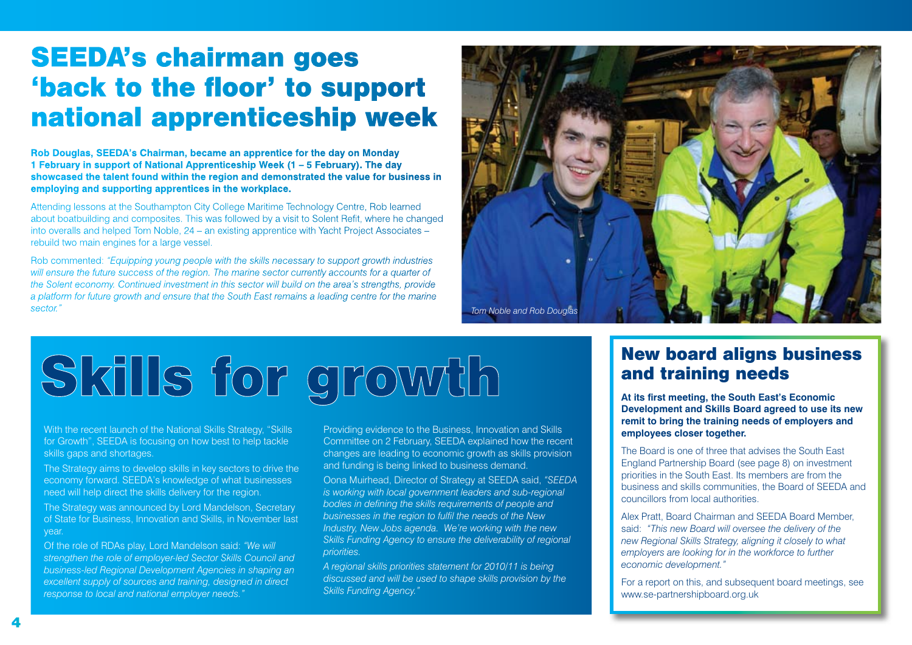# SEEDA's chairman goes 'back to the floor' to support national apprenticeship week

**Rob Douglas, SEEDA's Chairman, became an apprentice for the day on Monday 1 February in support of National Apprenticeship Week (1 – 5 February). The day showcased the talent found within the region and demonstrated the value for business in employing and supporting apprentices in the workplace.**

Attending lessons at the Southampton City College Maritime Technology Centre, Rob learned about boatbuilding and composites. This was followed by a visit to Solent Refit, where he changed into overalls and helped Tom Noble, 24 – an existing apprentice with Yacht Project Associates – rebuild two main engines for a large vessel.

Rob commented: *"Equipping young people with the skills necessary to support growth industries will ensure the future success of the region. The marine sector currently accounts for a quarter of the Solent economy. Continued investment in this sector will build on the area's strengths, provide a platform for future growth and ensure that the South East remains a leading centre for the marine sector."*

*Tom Noble and Rob Douglas*

# Skills for growth

With the recent launch of the National Skills Strategy, "Skills for Growth", SEEDA is focusing on how best to help tackle skills gaps and shortages.

The Strategy aims to develop skills in key sectors to drive the economy forward. SEEDA's knowledge of what businesses need will help direct the skills delivery for the region.

The Strategy was announced by Lord Mandelson, Secretary of State for Business, Innovation and Skills, in November last year.

Of the role of RDAs play, Lord Mandelson said: *"We will strengthen the role of employer-led Sector Skills Council and business-led Regional Development Agencies in shaping an excellent supply of sources and training, designed in direct response to local and national employer needs."*

Providing evidence to the Business, Innovation and Skills Committee on 2 February, SEEDA explained how the recent changes are leading to economic growth as skills provision and funding is being linked to business demand.

Oona Muirhead, Director of Strategy at SEEDA said, *"SEEDA is working with local government leaders and sub-regional bodies in defining the skills requirements of people and businesses in the region to fulfil the needs of the New Industry, New Jobs agenda. We're working with the new Skills Funding Agency to ensure the deliverability of regional priorities.*

*A regional skills priorities statement for 2010/11 is being discussed and will be used to shape skills provision by the Skills Funding Agency."*

## New board aligns business and training needs

**At its first meeting, the South East's Economic Development and Skills Board agreed to use its new remit to bring the training needs of employers and employees closer together.**

The Board is one of three that advises the South East England Partnership Board (see page 8) on investment priorities in the South East. Its members are from the business and skills communities, the Board of SEEDA and councillors from local authorities.

Alex Pratt, Board Chairman and SEEDA Board Member, said: *"This new Board will oversee the delivery of the new Regional Skills Strategy, aligning it closely to what employers are looking for in the workforce to further economic development."*

For a report on this, and subsequent board meetings, see www.se-partnershipboard.org.uk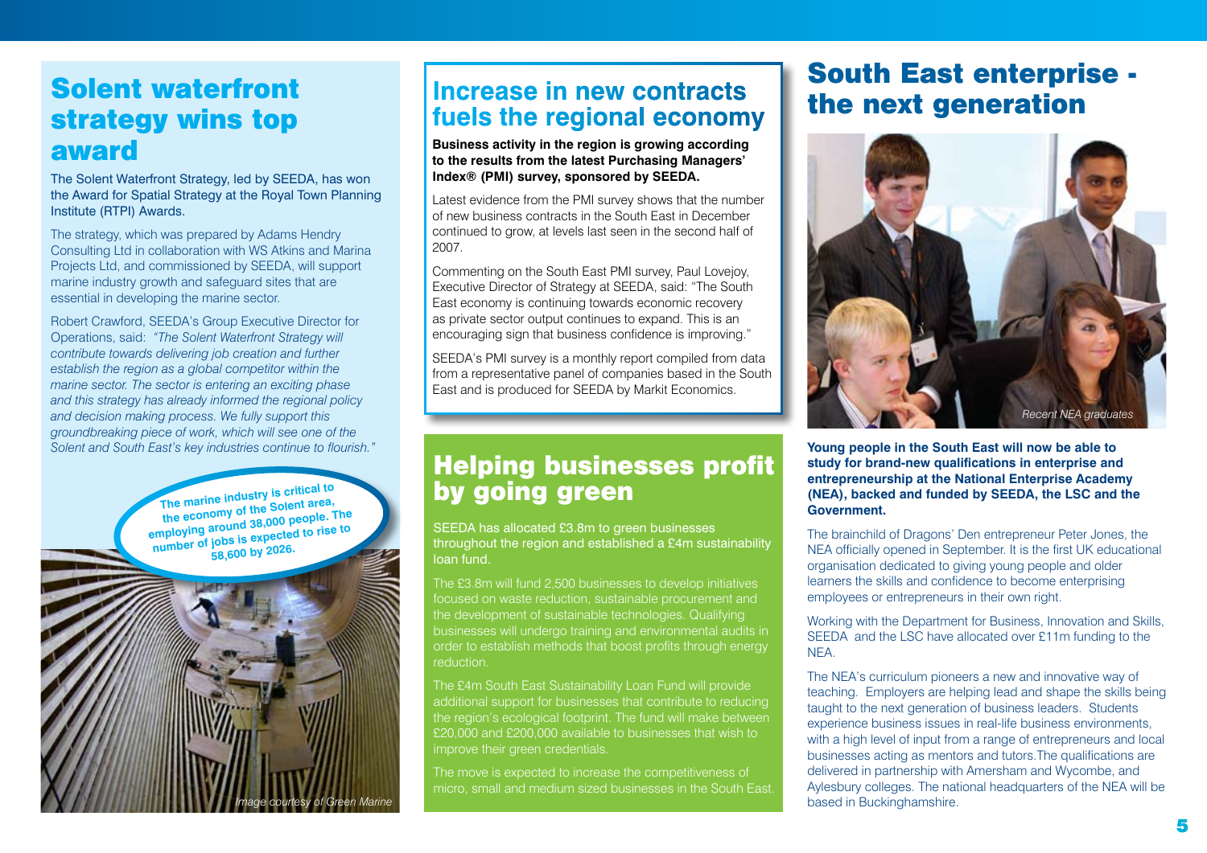## Solent waterfront strategy wins top award

The Solent Waterfront Strategy, led by SEEDA, has won the Award for Spatial Strategy at the Royal Town Planning Institute (RTPI) Awards.

The strategy, which was prepared by Adams Hendry Consulting Ltd in collaboration with WS Atkins and Marina Projects Ltd, and commissioned by SEEDA, will support marine industry growth and safeguard sites that are essential in developing the marine sector.

Robert Crawford, SEEDA's Group Executive Director for Operations, said: *"The Solent Waterfront Strategy will contribute towards delivering job creation and further establish the region as a global competitor within the marine sector. The sector is entering an exciting phase and this strategy has already informed the regional policy and decision making process. We fully support this groundbreaking piece of work, which will see one of the Solent and South East's key industries continue to flourish."*

**The marine industry is critical to the economy of the Solent area, employing around 38,000 people. The number of jobs is expected to rise to 58,600 by 2026.**

*Image courtesy of Green Marine*

## Increase in new contracts fuels the regional economy

**Business activity in the region is growing according to the results from the latest Purchasing Managers' Index® (PMI) survey, sponsored by SEEDA.**

Latest evidence from the PMI survey shows that the number of new business contracts in the South East in December continued to grow, at levels last seen in the second half of 2007.

Commenting on the South East PMI survey, Paul Lovejoy, Executive Director of Strategy at SEEDA, said: "The South East economy is continuing towards economic recovery as private sector output continues to expand. This is an encouraging sign that business confidence is improving."

SEEDA's PMI survey is a monthly report compiled from data from a representative panel of companies based in the South East and is produced for SEEDA by Markit Economics.

## Helping businesses profit by going green

SEEDA has allocated £3.8m to green businesses throughout the region and established a £4m sustainability loan fund.

The £3.8m will fund 2,500 businesses to develop initiatives focused on waste reduction, sustainable procurement and the development of sustainable technologies. Qualifying businesses will undergo training and environmental audits in order to establish methods that boost profits through energy reduction.

The £4m South East Sustainability Loan Fund will provide additional support for businesses that contribute to reducing the region's ecological footprint. The fund will make between £20,000 and £200,000 available to businesses that wish to improve their green credentials.

The move is expected to increase the competitiveness of micro, small and medium sized businesses in the South East.

## South East enterprise - the next generation

*Recent NEA graduates*

**Young people in the South East will now be able to study for brand-new qualifications in enterprise and entrepreneurship at the National Enterprise Academy (NEA), backed and funded by SEEDA, the LSC and the Government.**

The brainchild of Dragons' Den entrepreneur Peter Jones, the NEA officially opened in September. It is the first UK educational organisation dedicated to giving young people and older learners the skills and confidence to become enterprising employees or entrepreneurs in their own right.

Working with the Department for Business, Innovation and Skills, SEEDA and the LSC have allocated over £11m funding to the NEA.

The NEA's curriculum pioneers a new and innovative way of teaching. Employers are helping lead and shape the skills being taught to the next generation of business leaders. Students experience business issues in real-life business environments, with a high level of input from a range of entrepreneurs and local businesses acting as mentors and tutors.The qualifications are delivered in partnership with Amersham and Wycombe, and Aylesbury colleges. The national headquarters of the NEA will be based in Buckinghamshire.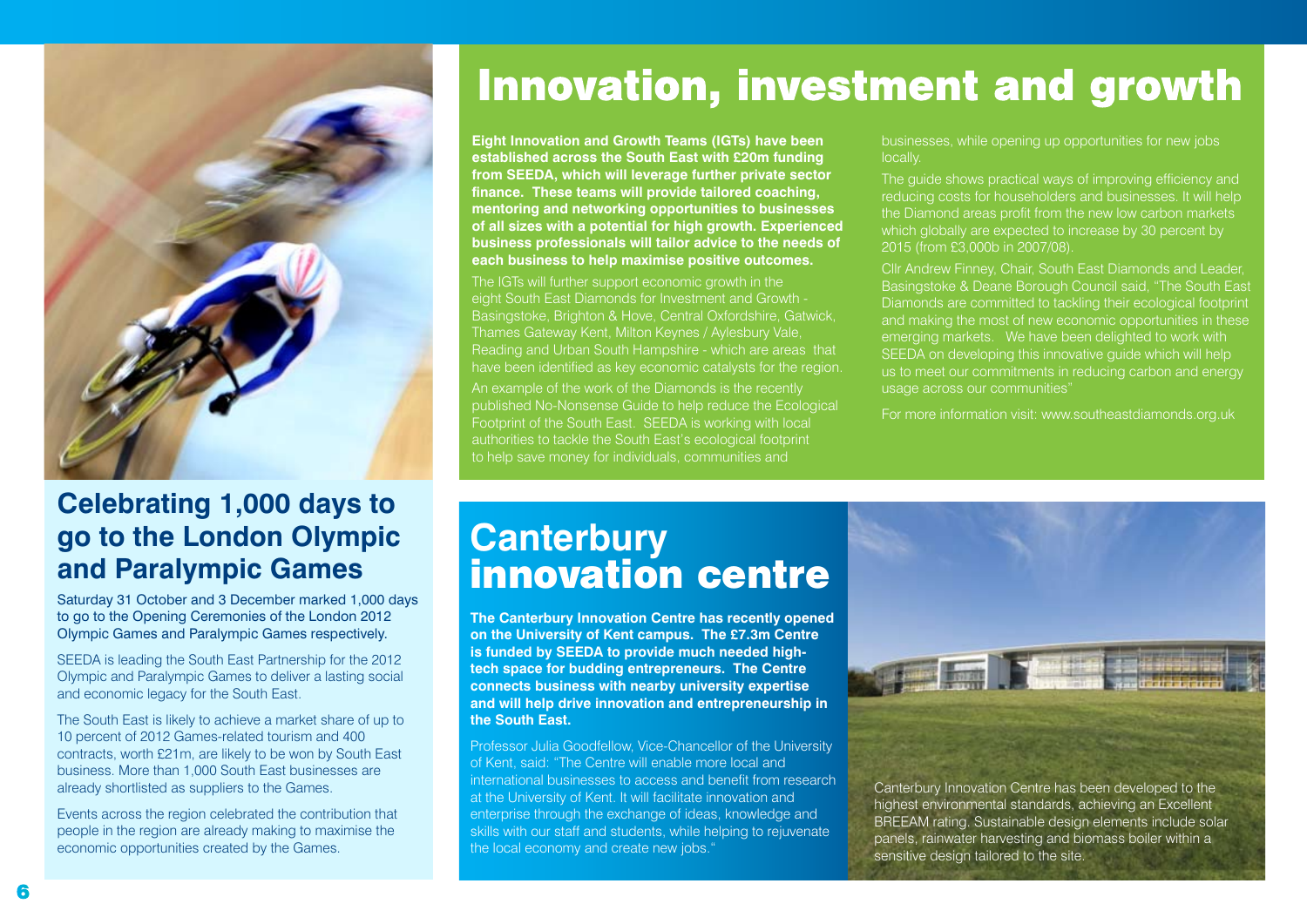# Innovation, investment and growth

**Eight Innovation and Growth Teams (IGTs) have been established across the South East with £20m funding from SEEDA, which will leverage further private sector finance. These teams will provide tailored coaching, mentoring and networking opportunities to businesses of all sizes with a potential for high growth. Experienced business professionals will tailor advice to the needs of each business to help maximise positive outcomes.**

The IGTs will further support economic growth in the eight South East Diamonds for Investment and Growth - Basingstoke, Brighton & Hove, Central Oxfordshire, Gatwick, Thames Gateway Kent, Milton Keynes / Aylesbury Vale, Reading and Urban South Hampshire - which are areas that have been identified as key economic catalysts for the region.

An example of the work of the Diamonds is the recently published No-Nonsense Guide to help reduce the Ecological Footprint of the South East. SEEDA is working with local authorities to tackle the South East's ecological footprint to help save money for individuals, communities and businesses, while opening up opportunities for new jobs locally.

The guide shows practical ways of improving efficiency and reducing costs for householders and businesses. It will help the Diamond areas profit from the new low carbon markets which globally are expected to increase by 30 percent by 2015 (from £3,000b in 2007/08).

Cllr Andrew Finney, Chair, South East Diamonds and Leader, Basingstoke & Deane Borough Council said, "The South East Diamonds are committed to tackling their ecological footprint and making the most of new economic opportunities in these emerging markets. We have been delighted to work with SEEDA on developing this innovative guide which will help us to meet our commitments in reducing carbon and energy usage across our communities"

For more information visit: www.southeastdiamonds.org.uk

## Celebrating 1,000 days to go to the London Olympic and Paralympic Games

Saturday 31 October and 3 December marked 1,000 days to go to the Opening Ceremonies of the London 2012 Olympic Games and Paralympic Games respectively.

SEEDA is leading the South East Partnership for the 2012 Olympic and Paralympic Games to deliver a lasting social and economic legacy for the South East.

The South East is likely to achieve a market share of up to 10 percent of 2012 Games-related tourism and 400 contracts, worth £21m, are likely to be won by South East business. More than 1,000 South East businesses are already shortlisted as suppliers to the Games.

Events across the region celebrated the contribution that people in the region are already making to maximise the economic opportunities created by the Games.

## Canterbury innovation centre

**The Canterbury Innovation Centre has recently opened on the University of Kent campus. The £7.3m Centre is funded by SEEDA to provide much needed high-tech space for budding entrepreneurs. The Centre connects business with nearby university expertise and will help drive innovation and entrepreneurship in the South East.**

Professor Julia Goodfellow, Vice-Chancellor of the University of Kent, said: "The Centre will enable more local and international businesses to access and benefit from research at the University of Kent. It will facilitate innovation and enterprise through the exchange of ideas, knowledge and skills with our staff and students, while helping to rejuvenate the local economy and create new jobs."

Canterbury Innovation Centre has been developed to the highest environmental standards, achieving an Excellent BREEAM rating. Sustainable design elements include solar panels, rainwater harvesting and biomass boiler within a sensitive design tailored to the site.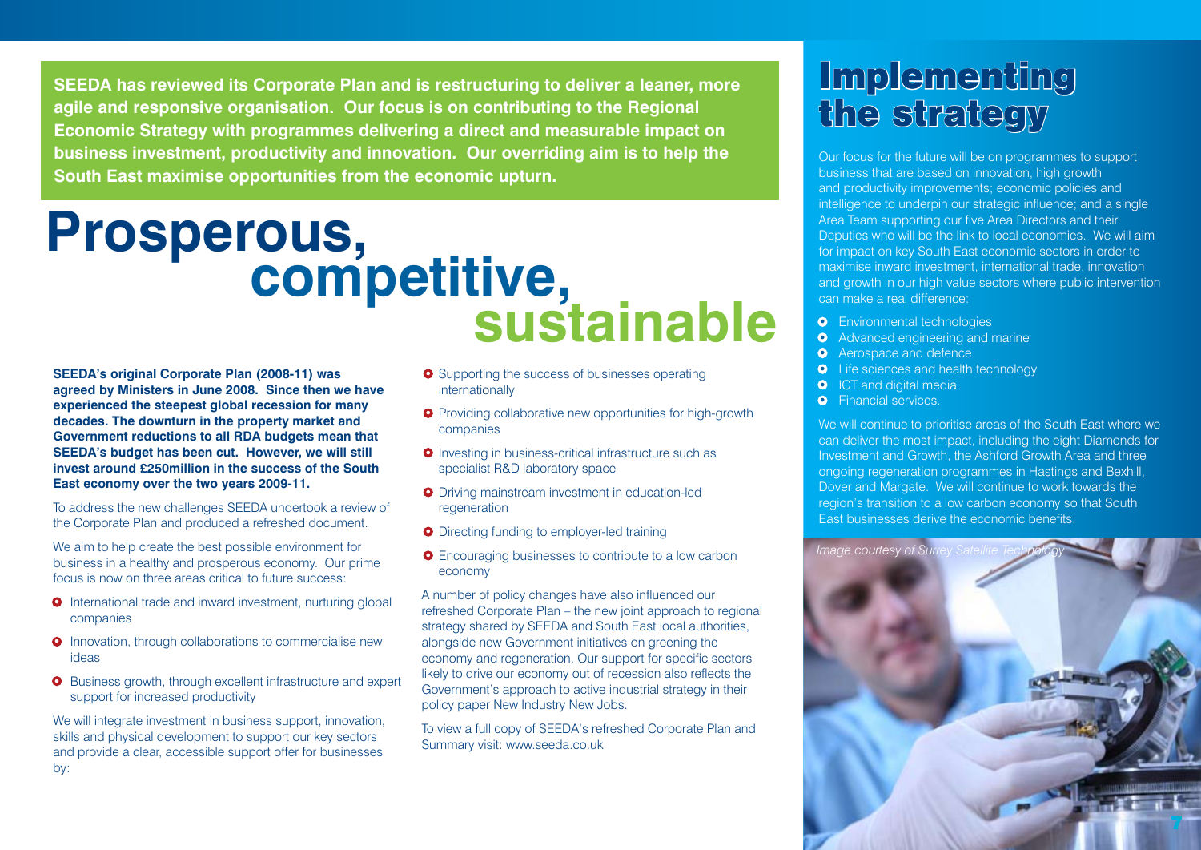**SEEDA has reviewed its Corporate Plan and is restructuring to deliver a leaner, more agile and responsive organisation. Our focus is on contributing to the Regional Economic Strategy with programmes delivering a direct and measurable impact on business investment, productivity and innovation. Our overriding aim is to help the South East maximise opportunities from the economic upturn.**

# Prosperous, competitive, sustainable

**SEEDA's original Corporate Plan (2008-11) was agreed by Ministers in June 2008. Since then we have experienced the steepest global recession for many decades. The downturn in the property market and Government reductions to all RDA budgets mean that SEEDA's budget has been cut. However, we will still invest around £250million in the success of the South East economy over the two years 2009-11.**

To address the new challenges SEEDA undertook a review of the Corporate Plan and produced a refreshed document.

We aim to help create the best possible environment for business in a healthy and prosperous economy. Our prime focus is now on three areas critical to future success:

- International trade and inward investment, nurturing global companies
- Innovation, through collaborations to commercialise new ideas
- Business growth, through excellent infrastructure and expert support for increased productivity

We will integrate investment in business support, innovation, skills and physical development to support our key sectors and provide a clear, accessible support offer for businesses by:

- Supporting the success of businesses operating internationally
- Providing collaborative new opportunities for high-growth companies
- Investing in business-critical infrastructure such as specialist R&D laboratory space
- Driving mainstream investment in education-led regeneration
- Directing funding to employer-led training
- Encouraging businesses to contribute to a low carbon economy

A number of policy changes have also influenced our refreshed Corporate Plan – the new joint approach to regional strategy shared by SEEDA and South East local authorities, alongside new Government initiatives on greening the economy and regeneration. Our support for specific sectors likely to drive our economy out of recession also reflects the Government's approach to active industrial strategy in their policy paper New Industry New Jobs.

To view a full copy of SEEDA's refreshed Corporate Plan and Summary visit: www.seeda.co.uk

## Implementing the strategy

Our focus for the future will be on programmes to support business that are based on innovation, high growth and productivity improvements; economic policies and intelligence to underpin our strategic influence; and a single Area Team supporting our five Area Directors and their Deputies who will be the link to local economies. We will aim for impact on key South East economic sectors in order to maximise inward investment, international trade, innovation and growth in our high value sectors where public intervention can make a real difference:

- Environmental technologies
- Advanced engineering and marine
- Aerospace and defence
- Life sciences and health technology
- ICT and digital media
- Financial services.

We will continue to prioritise areas of the South East where we can deliver the most impact, including the eight Diamonds for Investment and Growth, the Ashford Growth Area and three ongoing regeneration programmes in Hastings and Bexhill, Dover and Margate. We will continue to work towards the region's transition to a low carbon economy so that South East businesses derive the economic benefits.

*Image courtesy of Surrey Satellite Technology*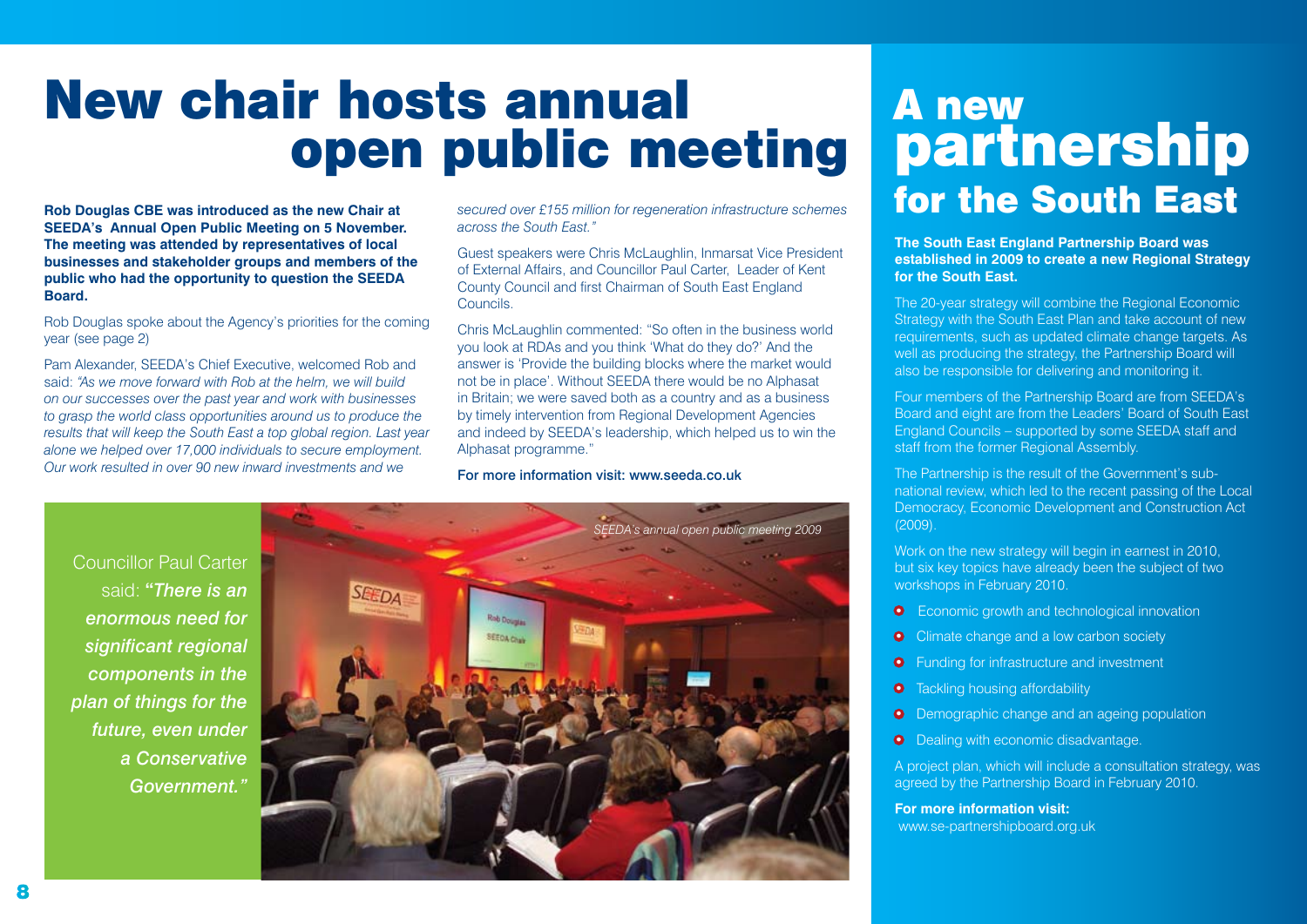# New chair hosts annual open public meeting

**Rob Douglas CBE was introduced as the new Chair at SEEDA's Annual Open Public Meeting on 5 November. The meeting was attended by representatives of local businesses and stakeholder groups and members of the public who had the opportunity to question the SEEDA Board.**

Rob Douglas spoke about the Agency's priorities for the coming year (see page 2)

Pam Alexander, SEEDA's Chief Executive, welcomed Rob and said: *"As we move forward with Rob at the helm, we will build on our successes over the past year and work with businesses to grasp the world class opportunities around us to produce the results that will keep the South East a top global region. Last year alone we helped over 17,000 individuals to secure employment. Our work resulted in over 90 new inward investments and we secured over £155 million for regeneration infrastructure schemes across the South East."*

Guest speakers were Chris McLaughlin, Inmarsat Vice President of External Affairs, and Councillor Paul Carter, Leader of Kent County Council and first Chairman of South East England Councils.

Chris McLaughlin commented: "So often in the business world you look at RDAs and you think 'What do they do?' And the answer is 'Provide the building blocks where the market would not be in place'. Without SEEDA there would be no Alphasat in Britain; we were saved both as a country and as a business by timely intervention from Regional Development Agencies and indeed by SEEDA's leadership, which helped us to win the Alphasat programme."

For more information visit: www.seeda.co.uk

Councillor Paul Carter said: ***"There is an enormous need for significant regional components in the plan of things for the future, even under a Conservative Government."***

*SEEDA's annual open public meeting 2009*

# A new partnership for the South East

**The South East England Partnership Board was established in 2009 to create a new Regional Strategy for the South East.**

The 20-year strategy will combine the Regional Economic Strategy with the South East Plan and take account of new requirements, such as updated climate change targets. As well as producing the strategy, the Partnership Board will also be responsible for delivering and monitoring it.

Four members of the Partnership Board are from SEEDA's Board and eight are from the Leaders' Board of South East England Councils – supported by some SEEDA staff and staff from the former Regional Assembly.

The Partnership is the result of the Government's sub-national review, which led to the recent passing of the Local Democracy, Economic Development and Construction Act (2009).

Work on the new strategy will begin in earnest in 2010, but six key topics have already been the subject of two workshops in February 2010.

- Economic growth and technological innovation
- Climate change and a low carbon society
- Funding for infrastructure and investment
- Tackling housing affordability
- Demographic change and an ageing population
- Dealing with economic disadvantage.

A project plan, which will include a consultation strategy, was agreed by the Partnership Board in February 2010.

**For more information visit:**
www.se-partnershipboard.org.uk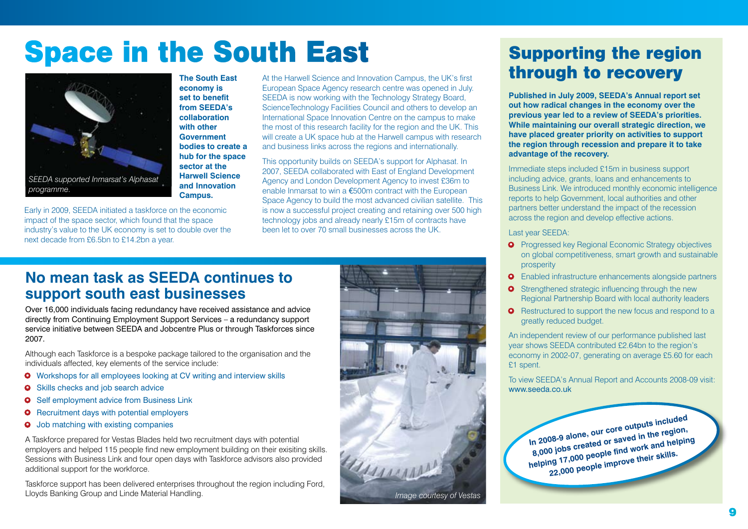# Space in the South East

SEEDA supported Inmarsat's Alphasat programme.

**The South East economy is set to benefit from SEEDA's collaboration with other Government bodies to create a hub for the space sector at the Harwell Science and Innovation Campus.**

Early in 2009, SEEDA initiated a taskforce on the economic impact of the space sector, which found that the space industry's value to the UK economy is set to double over the next decade from £6.5bn to £14.2bn a year.

At the Harwell Science and Innovation Campus, the UK's first European Space Agency research centre was opened in July. SEEDA is now working with the Technology Strategy Board, ScienceTechnology Facilities Council and others to develop an International Space Innovation Centre on the campus to make the most of this research facility for the region and the UK. This will create a UK space hub at the Harwell campus with research and business links across the regions and internationally.

This opportunity builds on SEEDA's support for Alphasat. In 2007, SEEDA collaborated with East of England Development Agency and London Development Agency to invest £36m to enable Inmarsat to win a €500m contract with the European Space Agency to build the most advanced civilian satellite. This is now a successful project creating and retaining over 500 high technology jobs and already nearly £15m of contracts have been let to over 70 small businesses across the UK.

## No mean task as SEEDA continues to support south east businesses

Over 16,000 individuals facing redundancy have received assistance and advice directly from Continuing Employment Support Services – a redundancy support service initiative between SEEDA and Jobcentre Plus or through Taskforces since 2007.

Although each Taskforce is a bespoke package tailored to the organisation and the individuals affected, key elements of the service include:

- Workshops for all employees looking at CV writing and interview skills
- Skills checks and job search advice
- Self employment advice from Business Link
- Recruitment days with potential employers
- Job matching with existing companies

A Taskforce prepared for Vestas Blades held two recruitment days with potential employers and helped 115 people find new employment building on their exisiting skills. Sessions with Business Link and four open days with Taskforce advisors also provided additional support for the workforce.

Taskforce support has been delivered enterprises throughout the region including Ford, Lloyds Banking Group and Linde Material Handling.

*Image courtesy of Vestas*

## Supporting the region through to recovery

**Published in July 2009, SEEDA's Annual report set out how radical changes in the economy over the previous year led to a review of SEEDA's priorities. While maintaining our overall strategic direction, we have placed greater priority on activities to support the region through recession and prepare it to take advantage of the recovery.**

Immediate steps included £15m in business support including advice, grants, loans and enhancements to Business Link. We introduced monthly economic intelligence reports to help Government, local authorities and other partners better understand the impact of the recession across the region and develop effective actions.

Last year SEEDA:

- Progressed key Regional Economic Strategy objectives on global competitiveness, smart growth and sustainable prosperity
- Enabled infrastructure enhancements alongside partners
- Strengthened strategic influencing through the new Regional Partnership Board with local authority leaders
- Restructured to support the new focus and respond to a greatly reduced budget.

An independent review of our performance published last year shows SEEDA contributed £2.64bn to the region's economy in 2002-07, generating on average £5.60 for each £1 spent.

To view SEEDA's Annual Report and Accounts 2008-09 visit: www.seeda.co.uk

**In 2008-9 alone, our core outputs included 8,000 jobs created or saved in the region, helping 17,000 people find work and helping 22,000 people improve their skills.**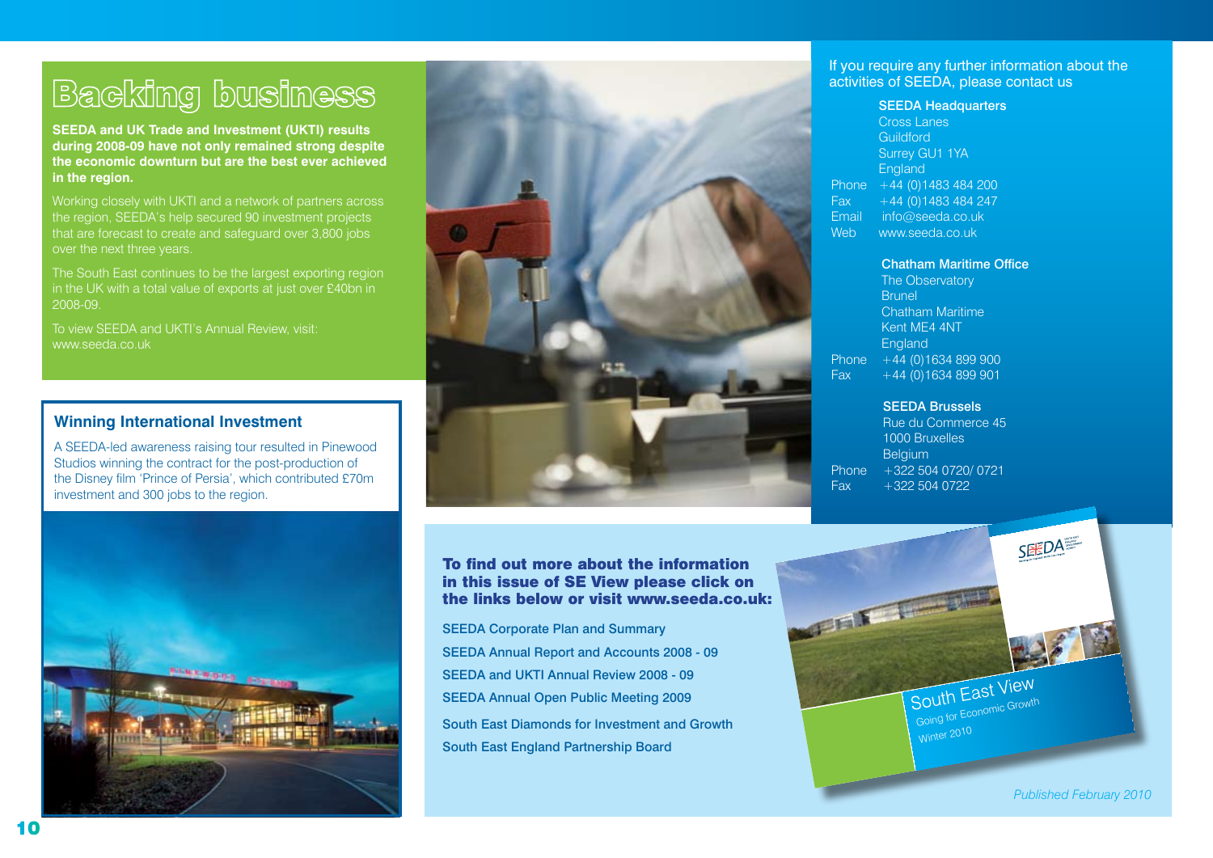# Backing business

**SEEDA and UK Trade and Investment (UKTI) results during 2008-09 have not only remained strong despite the economic downturn but are the best ever achieved in the region.**

Working closely with UKTI and a network of partners across the region, SEEDA's help secured 90 investment projects that are forecast to create and safeguard over 3,800 jobs over the next three years.

The South East continues to be the largest exporting region in the UK with a total value of exports at just over £40bn in 2008-09.

To view SEEDA and UKTI's Annual Review, visit: www.seeda.co.uk

## Winning International Investment

A SEEDA-led awareness raising tour resulted in Pinewood Studios winning the contract for the post-production of the Disney film 'Prince of Persia', which contributed £70m investment and 300 jobs to the region.

If you require any further information about the activities of SEEDA, please contact us

**SEEDA Headquarters**
Cross Lanes
Guildford
Surrey GU1 1YA
England
Phone +44 (0)1483 484 200
Fax +44 (0)1483 484 247
Email info@seeda.co.uk
Web www.seeda.co.uk

**Chatham Maritime Office**
The Observatory
Brunel
Chatham Maritime
Kent ME4 4NT
England
Phone +44 (0)1634 899 900
Fax +44 (0)1634 899 901

**SEEDA Brussels**
Rue du Commerce 45
1000 Bruxelles
Belgium
Phone +322 504 0720/ 0721
Fax +322 504 0722

**To find out more about the information in this issue of SE View please click on the links below or visit www.seeda.co.uk:**

SEEDA Corporate Plan and Summary
SEEDA Annual Report and Accounts 2008 - 09
SEEDA and UKTI Annual Review 2008 - 09
SEEDA Annual Open Public Meeting 2009
South East Diamonds for Investment and Growth
South East England Partnership Board

*Published February 2010*